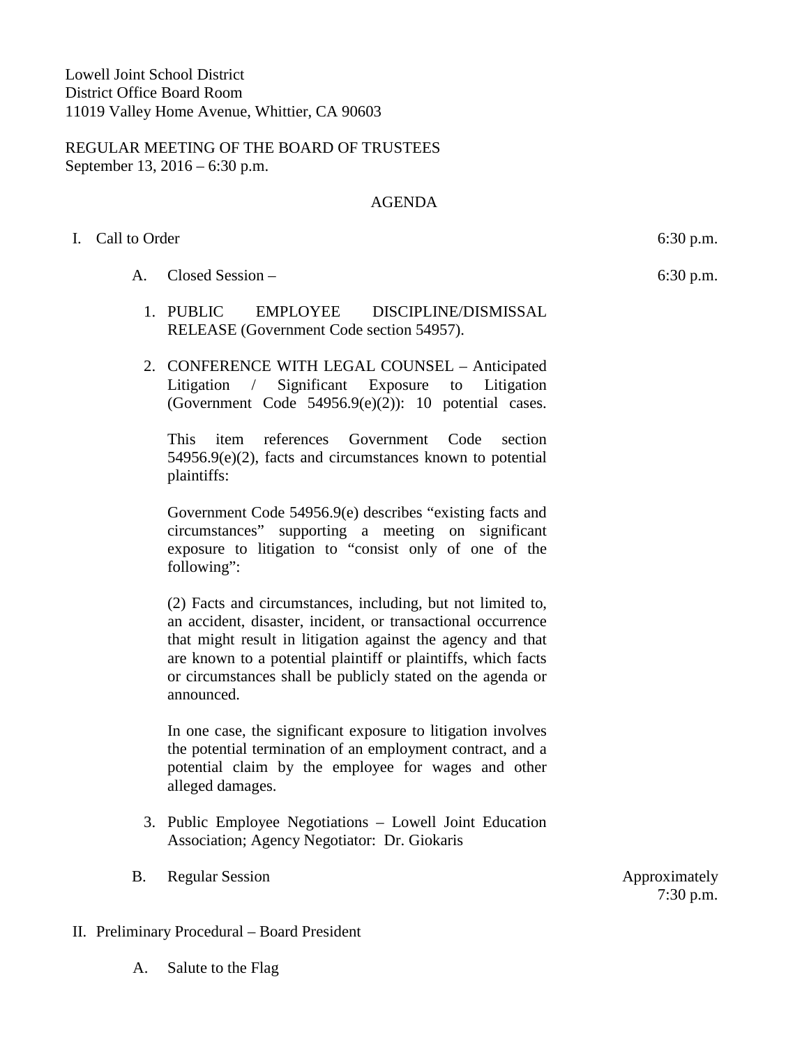Lowell Joint School District
District Office Board Room
11019 Valley Home Avenue, Whittier, CA 90603

REGULAR MEETING OF THE BOARD OF TRUSTEES
September 13, 2016 – 6:30 p.m.

AGENDA

I. Call to Order — 6:30 p.m.

A. Closed Session – — 6:30 p.m.

1. PUBLIC EMPLOYEE DISCIPLINE/DISMISSAL RELEASE (Government Code section 54957).

2. CONFERENCE WITH LEGAL COUNSEL – Anticipated Litigation / Significant Exposure to Litigation (Government Code 54956.9(e)(2)): 10 potential cases.

   This item references Government Code section 54956.9(e)(2), facts and circumstances known to potential plaintiffs:

   Government Code 54956.9(e) describes "existing facts and circumstances" supporting a meeting on significant exposure to litigation to "consist only of one of the following":

   (2) Facts and circumstances, including, but not limited to, an accident, disaster, incident, or transactional occurrence that might result in litigation against the agency and that are known to a potential plaintiff or plaintiffs, which facts or circumstances shall be publicly stated on the agenda or announced.

   In one case, the significant exposure to litigation involves the potential termination of an employment contract, and a potential claim by the employee for wages and other alleged damages.

3. Public Employee Negotiations – Lowell Joint Education Association; Agency Negotiator: Dr. Giokaris

B. Regular Session — Approximately 7:30 p.m.

II. Preliminary Procedural – Board President

A. Salute to the Flag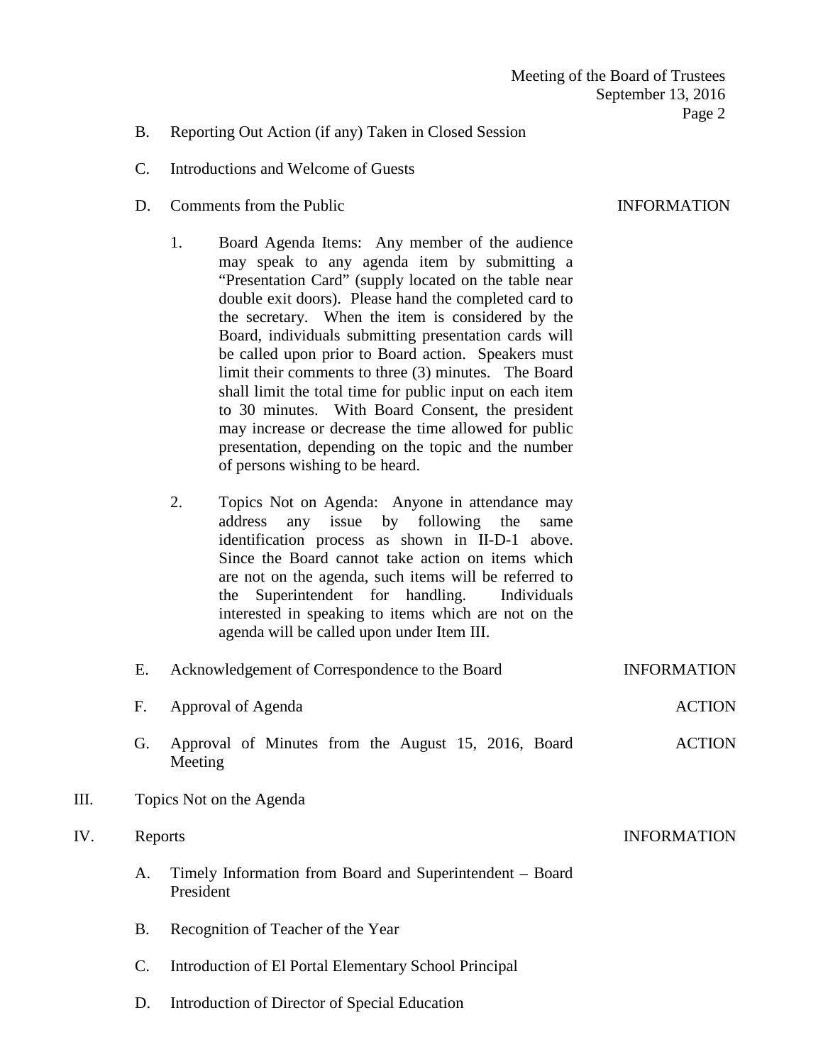B. Reporting Out Action (if any) Taken in Closed Session

C. Introductions and Welcome of Guests

D. Comments from the Public — INFORMATION

1. Board Agenda Items: Any member of the audience may speak to any agenda item by submitting a "Presentation Card" (supply located on the table near double exit doors). Please hand the completed card to the secretary. When the item is considered by the Board, individuals submitting presentation cards will be called upon prior to Board action. Speakers must limit their comments to three (3) minutes. The Board shall limit the total time for public input on each item to 30 minutes. With Board Consent, the president may increase or decrease the time allowed for public presentation, depending on the topic and the number of persons wishing to be heard.

2. Topics Not on Agenda: Anyone in attendance may address any issue by following the same identification process as shown in II-D-1 above. Since the Board cannot take action on items which are not on the agenda, such items will be referred to the Superintendent for handling. Individuals interested in speaking to items which are not on the agenda will be called upon under Item III.

E. Acknowledgement of Correspondence to the Board — INFORMATION

F. Approval of Agenda — ACTION

G. Approval of Minutes from the August 15, 2016, Board Meeting — ACTION

III. Topics Not on the Agenda

IV. Reports — INFORMATION

A. Timely Information from Board and Superintendent – Board President

B. Recognition of Teacher of the Year

C. Introduction of El Portal Elementary School Principal

D. Introduction of Director of Special Education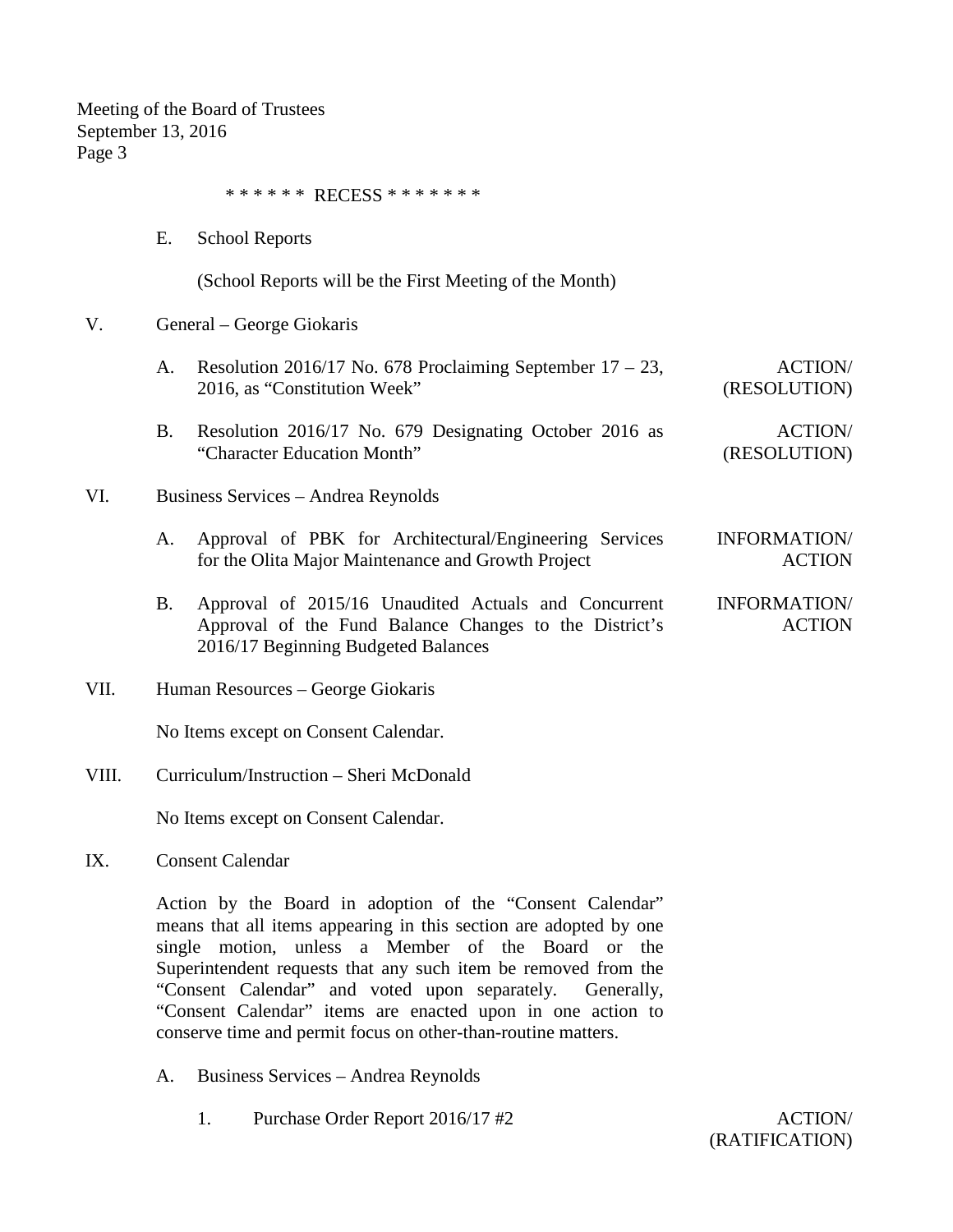****** RECESS *******

E. School Reports

(School Reports will be the First Meeting of the Month)

V. General – George Giokaris

A. Resolution 2016/17 No. 678 Proclaiming September 17 – 23, 2016, as "Constitution Week" — ACTION/ (RESOLUTION)

B. Resolution 2016/17 No. 679 Designating October 2016 as "Character Education Month" — ACTION/ (RESOLUTION)

VI. Business Services – Andrea Reynolds

A. Approval of PBK for Architectural/Engineering Services for the Olita Major Maintenance and Growth Project — INFORMATION/ ACTION

B. Approval of 2015/16 Unaudited Actuals and Concurrent Approval of the Fund Balance Changes to the District's 2016/17 Beginning Budgeted Balances — INFORMATION/ ACTION

VII. Human Resources – George Giokaris

No Items except on Consent Calendar.

VIII. Curriculum/Instruction – Sheri McDonald

No Items except on Consent Calendar.

IX. Consent Calendar

Action by the Board in adoption of the "Consent Calendar" means that all items appearing in this section are adopted by one single motion, unless a Member of the Board or the Superintendent requests that any such item be removed from the "Consent Calendar" and voted upon separately. Generally, "Consent Calendar" items are enacted upon in one action to conserve time and permit focus on other-than-routine matters.

A. Business Services – Andrea Reynolds

1. Purchase Order Report 2016/17 #2 — ACTION/ (RATIFICATION)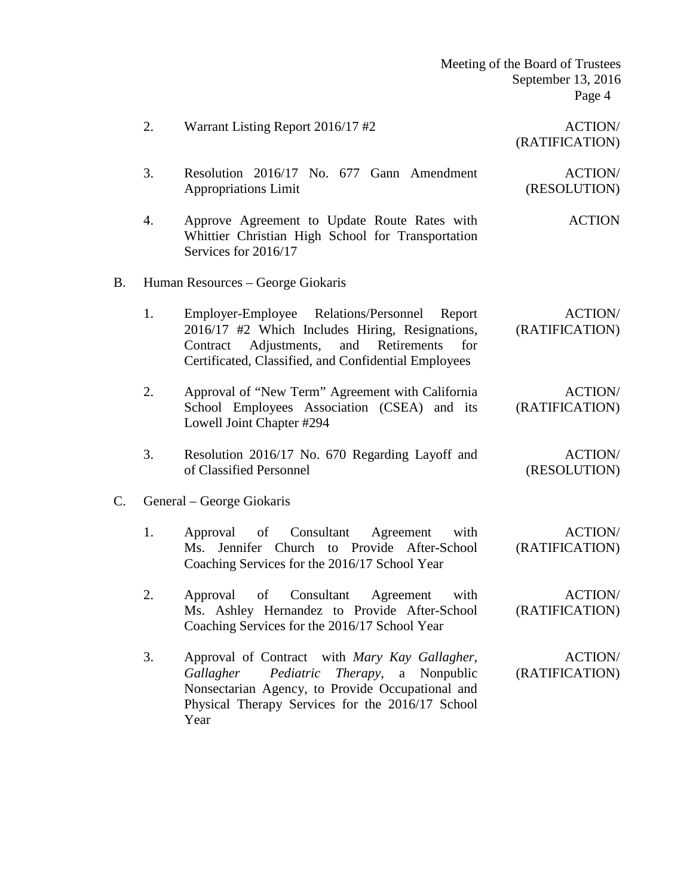2. Warrant Listing Report 2016/17 #2 — ACTION/ (RATIFICATION)

3. Resolution 2016/17 No. 677 Gann Amendment Appropriations Limit — ACTION/ (RESOLUTION)

4. Approve Agreement to Update Route Rates with Whittier Christian High School for Transportation Services for 2016/17 — ACTION

B. Human Resources – George Giokaris

1. Employer-Employee Relations/Personnel Report 2016/17 #2 Which Includes Hiring, Resignations, Contract Adjustments, and Retirements for Certificated, Classified, and Confidential Employees — ACTION/ (RATIFICATION)

2. Approval of "New Term" Agreement with California School Employees Association (CSEA) and its Lowell Joint Chapter #294 — ACTION/ (RATIFICATION)

3. Resolution 2016/17 No. 670 Regarding Layoff and of Classified Personnel — ACTION/ (RESOLUTION)

C. General – George Giokaris

1. Approval of Consultant Agreement with Ms. Jennifer Church to Provide After-School Coaching Services for the 2016/17 School Year — ACTION/ (RATIFICATION)

2. Approval of Consultant Agreement with Ms. Ashley Hernandez to Provide After-School Coaching Services for the 2016/17 School Year — ACTION/ (RATIFICATION)

3. Approval of Contract with *Mary Kay Gallagher, Gallagher Pediatric Therapy*, a Nonpublic Nonsectarian Agency, to Provide Occupational and Physical Therapy Services for the 2016/17 School Year — ACTION/ (RATIFICATION)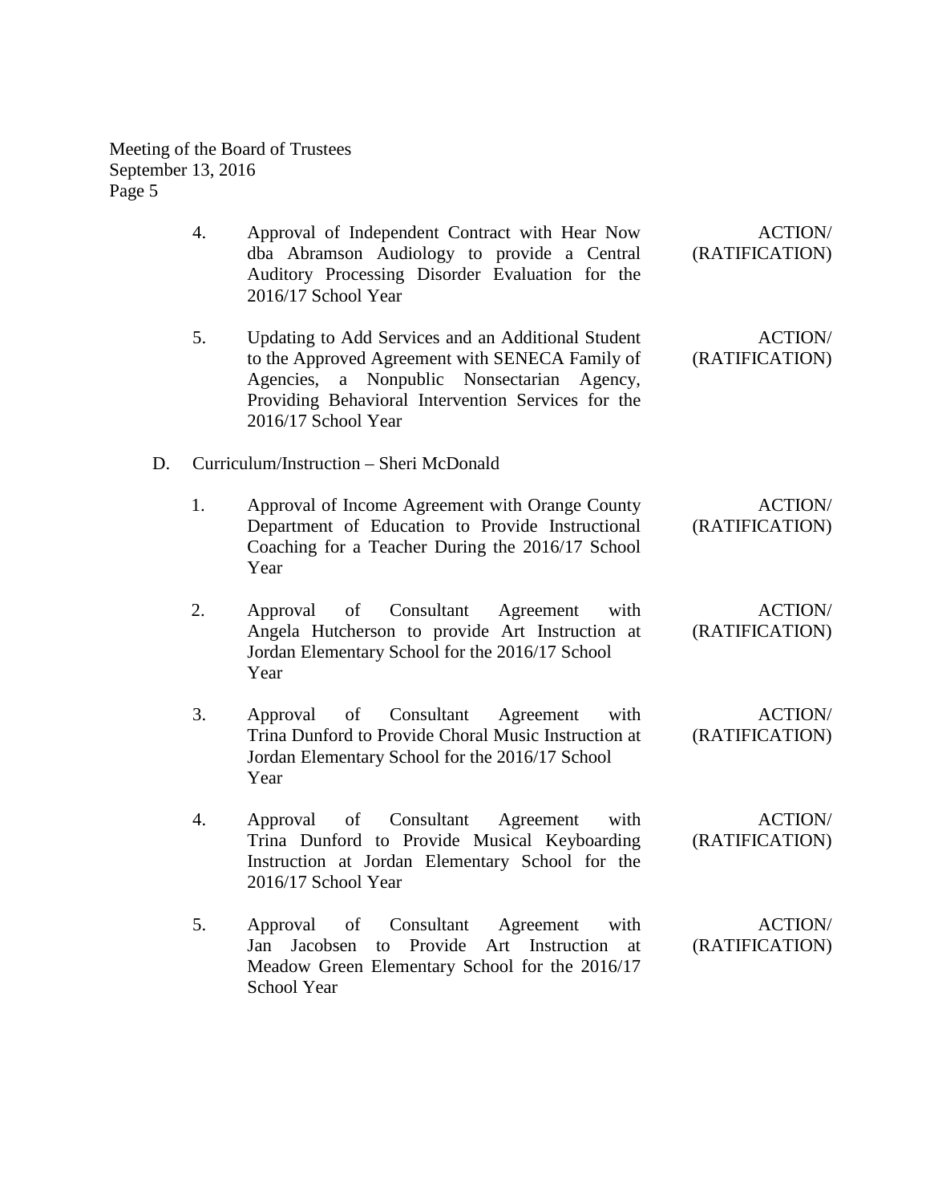4. Approval of Independent Contract with Hear Now dba Abramson Audiology to provide a Central Auditory Processing Disorder Evaluation for the 2016/17 School Year — ACTION/ (RATIFICATION)

5. Updating to Add Services and an Additional Student to the Approved Agreement with SENECA Family of Agencies, a Nonpublic Nonsectarian Agency, Providing Behavioral Intervention Services for the 2016/17 School Year — ACTION/ (RATIFICATION)

D. Curriculum/Instruction – Sheri McDonald

1. Approval of Income Agreement with Orange County Department of Education to Provide Instructional Coaching for a Teacher During the 2016/17 School Year — ACTION/ (RATIFICATION)

2. Approval of Consultant Agreement with Angela Hutcherson to provide Art Instruction at Jordan Elementary School for the 2016/17 School Year — ACTION/ (RATIFICATION)

3. Approval of Consultant Agreement with Trina Dunford to Provide Choral Music Instruction at Jordan Elementary School for the 2016/17 School Year — ACTION/ (RATIFICATION)

4. Approval of Consultant Agreement with Trina Dunford to Provide Musical Keyboarding Instruction at Jordan Elementary School for the 2016/17 School Year — ACTION/ (RATIFICATION)

5. Approval of Consultant Agreement with Jan Jacobsen to Provide Art Instruction at Meadow Green Elementary School for the 2016/17 School Year — ACTION/ (RATIFICATION)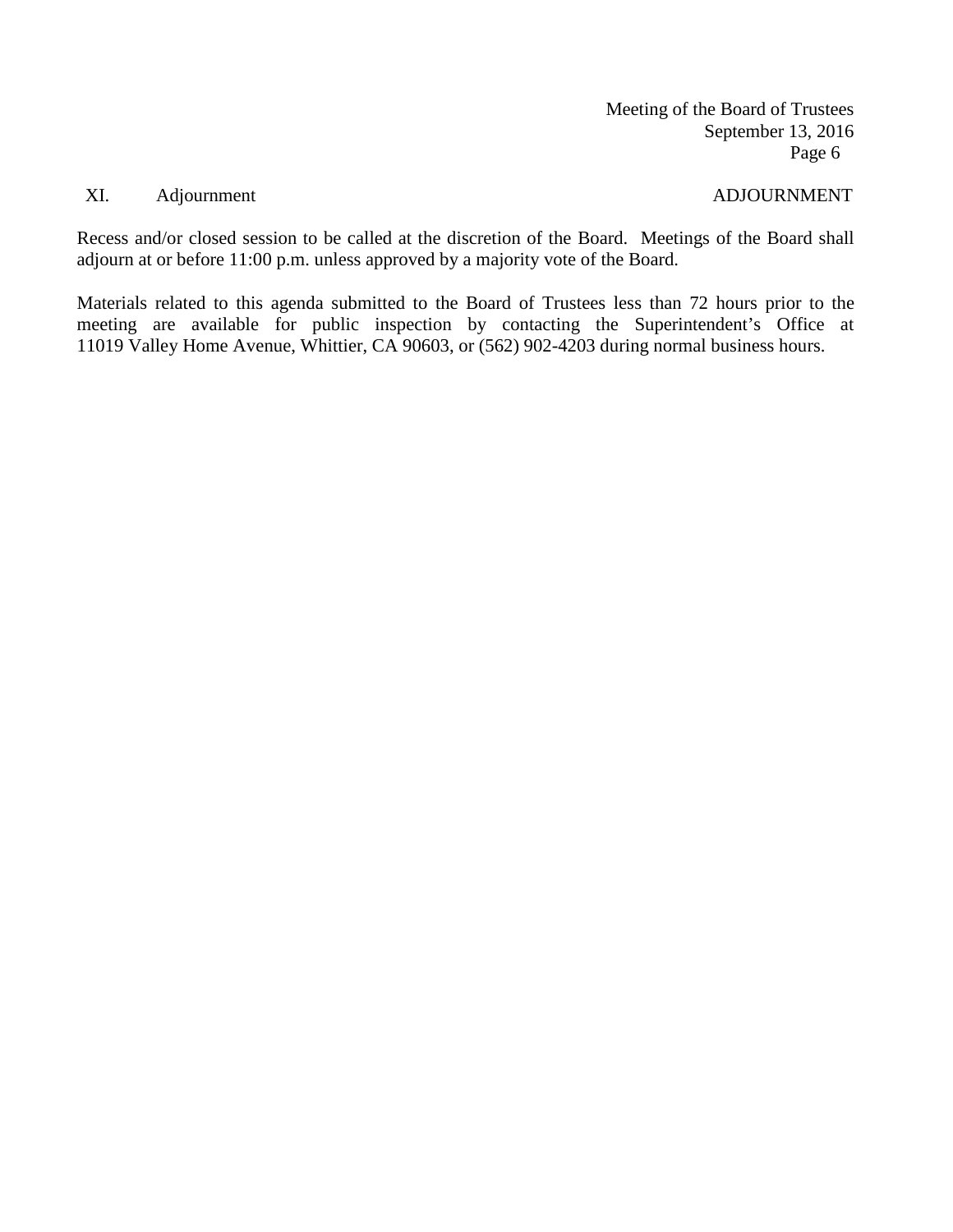XI. Adjournment ADJOURNMENT

Recess and/or closed session to be called at the discretion of the Board. Meetings of the Board shall adjourn at or before 11:00 p.m. unless approved by a majority vote of the Board.

Materials related to this agenda submitted to the Board of Trustees less than 72 hours prior to the meeting are available for public inspection by contacting the Superintendent's Office at 11019 Valley Home Avenue, Whittier, CA 90603, or (562) 902-4203 during normal business hours.